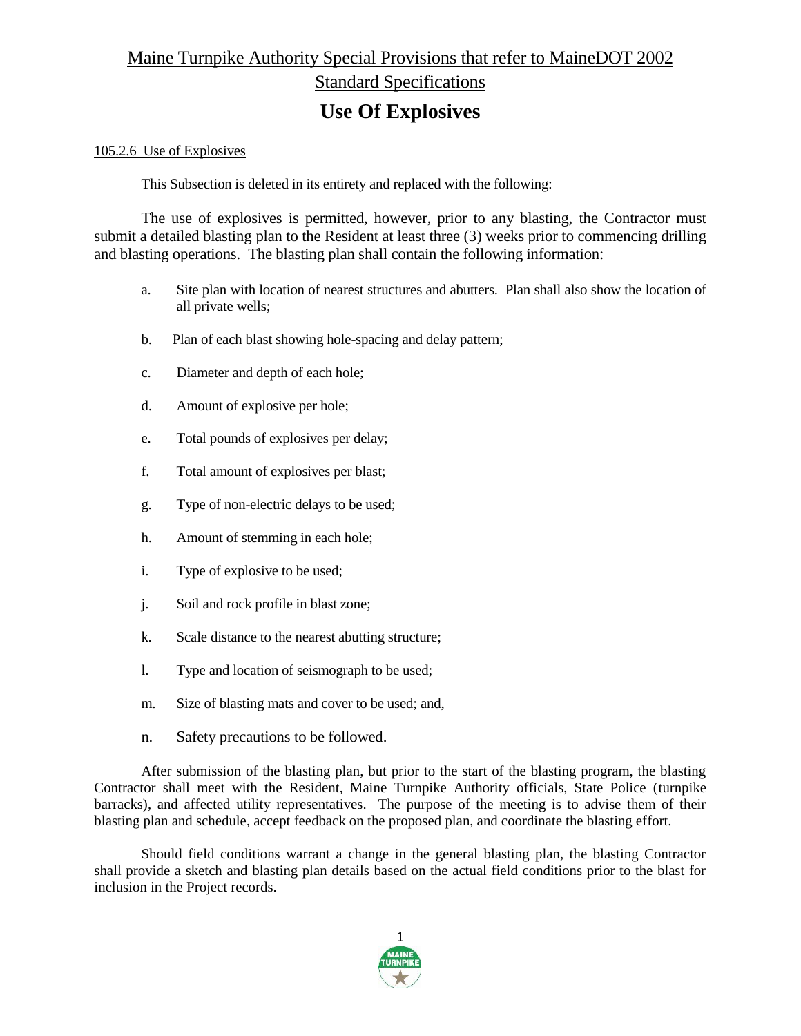Maine Turnpike Authority Special Provisions that refer to MaineDOT 2002 Standard Specifications

# Use Of Explosives

105.2.6 Use of Explosives

This Subsection is deleted in its entirety and replaced with the following:

The use of explosives is permitted, however, prior to any blasting, the Contractor must submit a detailed blasting plan to the Resident at least three (3) weeks prior to commencing drilling and blasting operations. The blasting plan shall contain the following information:

a. Site plan with location of nearest structures and abutters. Plan shall also show the location of all private wells;

b. Plan of each blast showing hole-spacing and delay pattern;

c. Diameter and depth of each hole;

d. Amount of explosive per hole;

e. Total pounds of explosives per delay;

f. Total amount of explosives per blast;

g. Type of non-electric delays to be used;

h. Amount of stemming in each hole;

i. Type of explosive to be used;

j. Soil and rock profile in blast zone;

k. Scale distance to the nearest abutting structure;

l. Type and location of seismograph to be used;

m. Size of blasting mats and cover to be used; and,

n. Safety precautions to be followed.

After submission of the blasting plan, but prior to the start of the blasting program, the blasting Contractor shall meet with the Resident, Maine Turnpike Authority officials, State Police (turnpike barracks), and affected utility representatives. The purpose of the meeting is to advise them of their blasting plan and schedule, accept feedback on the proposed plan, and coordinate the blasting effort.

Should field conditions warrant a change in the general blasting plan, the blasting Contractor shall provide a sketch and blasting plan details based on the actual field conditions prior to the blast for inclusion in the Project records.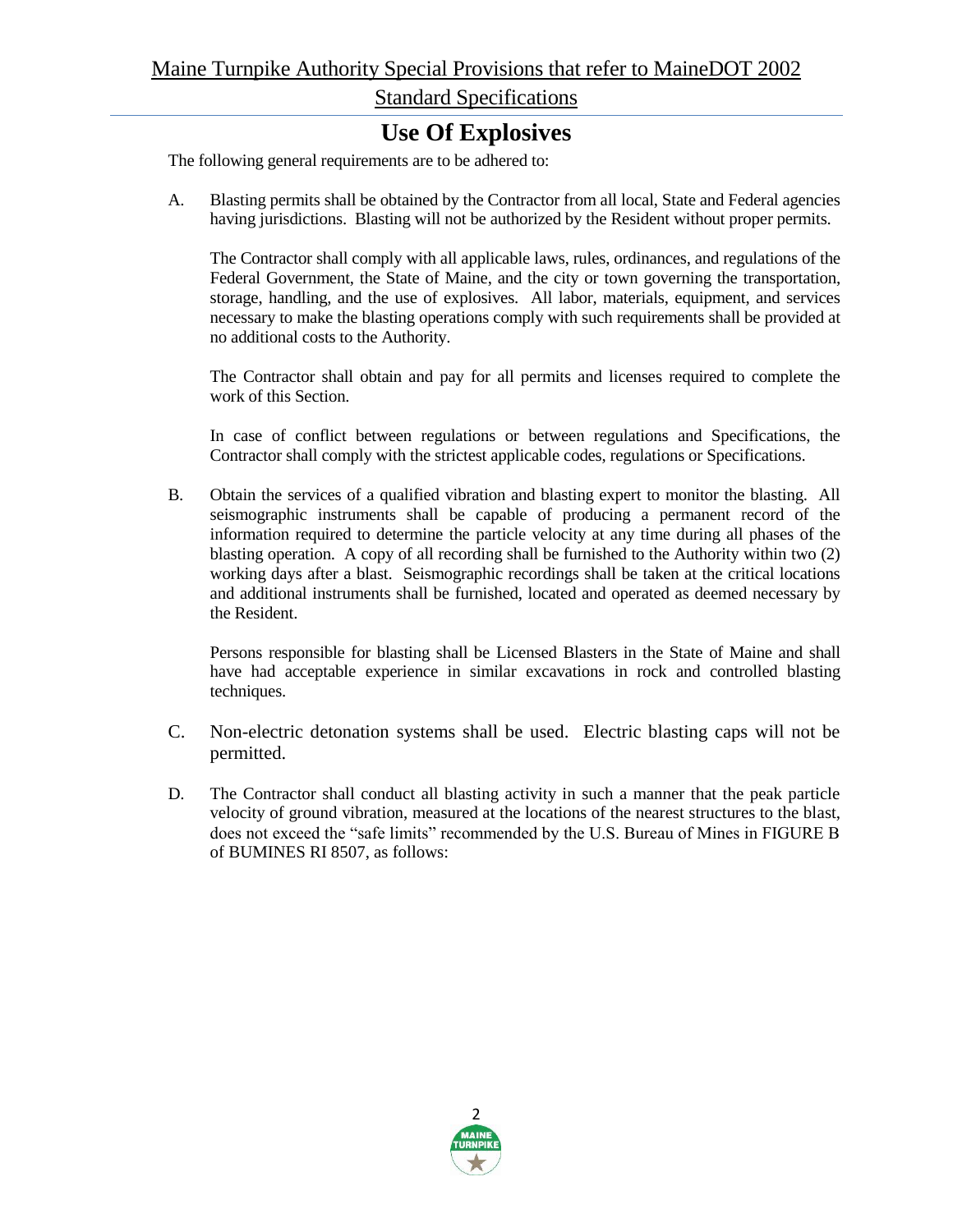# Use Of Explosives

The following general requirements are to be adhered to:

A. Blasting permits shall be obtained by the Contractor from all local, State and Federal agencies having jurisdictions. Blasting will not be authorized by the Resident without proper permits.

   The Contractor shall comply with all applicable laws, rules, ordinances, and regulations of the Federal Government, the State of Maine, and the city or town governing the transportation, storage, handling, and the use of explosives. All labor, materials, equipment, and services necessary to make the blasting operations comply with such requirements shall be provided at no additional costs to the Authority.

   The Contractor shall obtain and pay for all permits and licenses required to complete the work of this Section.

   In case of conflict between regulations or between regulations and Specifications, the Contractor shall comply with the strictest applicable codes, regulations or Specifications.

B. Obtain the services of a qualified vibration and blasting expert to monitor the blasting. All seismographic instruments shall be capable of producing a permanent record of the information required to determine the particle velocity at any time during all phases of the blasting operation. A copy of all recording shall be furnished to the Authority within two (2) working days after a blast. Seismographic recordings shall be taken at the critical locations and additional instruments shall be furnished, located and operated as deemed necessary by the Resident.

   Persons responsible for blasting shall be Licensed Blasters in the State of Maine and shall have had acceptable experience in similar excavations in rock and controlled blasting techniques.

C. Non-electric detonation systems shall be used. Electric blasting caps will not be permitted.

D. The Contractor shall conduct all blasting activity in such a manner that the peak particle velocity of ground vibration, measured at the locations of the nearest structures to the blast, does not exceed the "safe limits" recommended by the U.S. Bureau of Mines in FIGURE B of BUMINES RI 8507, as follows: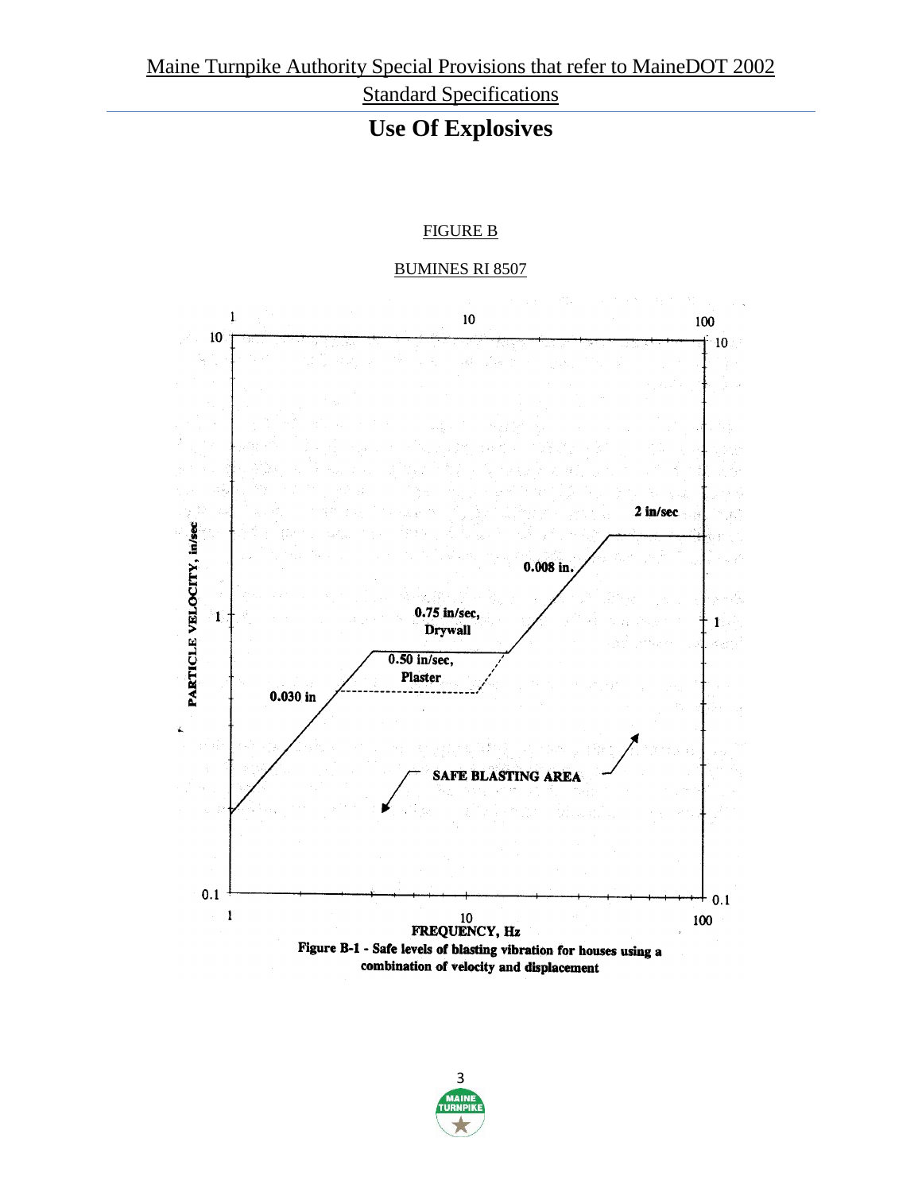# Use Of Explosives

FIGURE B

BUMINES RI 8507

Figure B-1 - Safe levels of blasting vibration for houses using a combination of velocity and displacement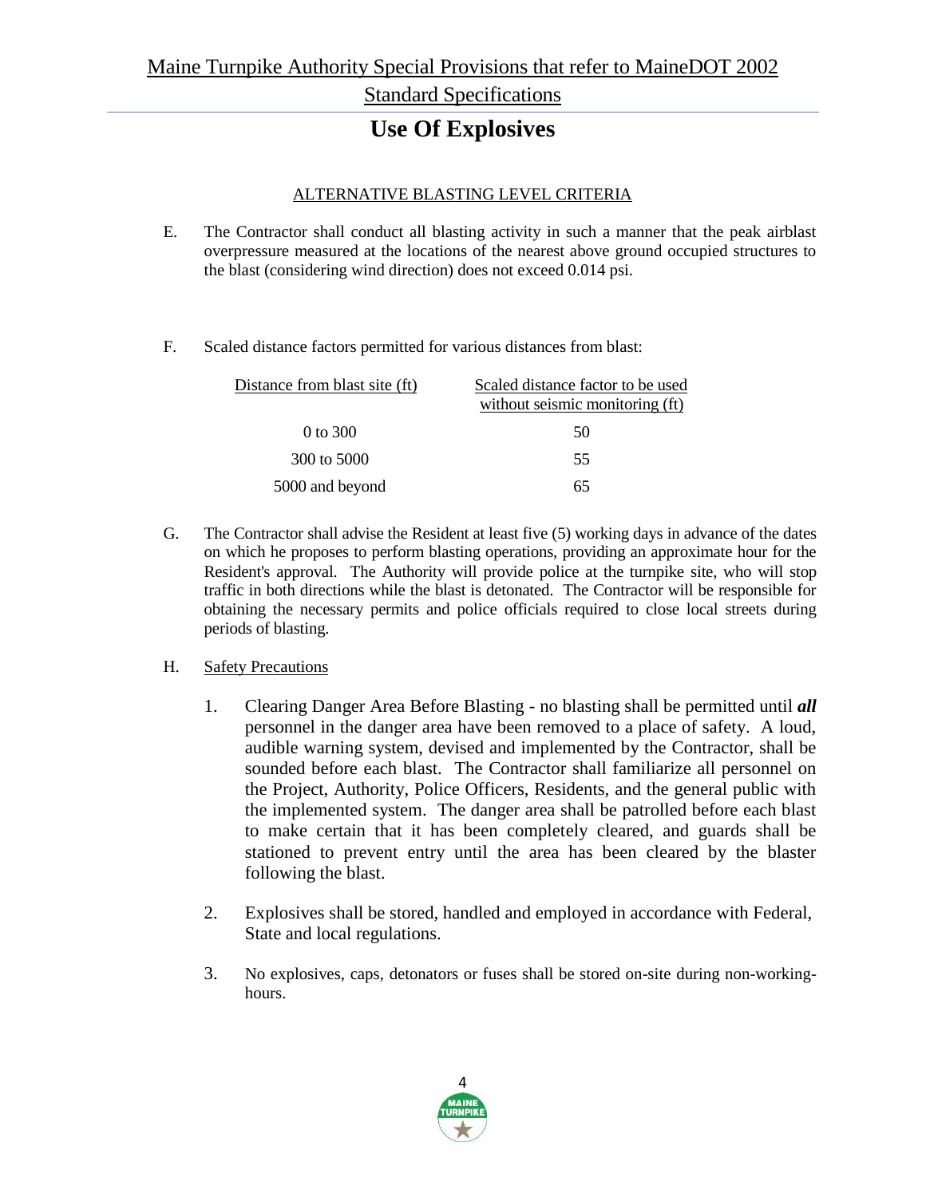# Use Of Explosives

ALTERNATIVE BLASTING LEVEL CRITERIA

E. The Contractor shall conduct all blasting activity in such a manner that the peak airblast overpressure measured at the locations of the nearest above ground occupied structures to the blast (considering wind direction) does not exceed 0.014 psi.

F. Scaled distance factors permitted for various distances from blast:

| Distance from blast site (ft) | Scaled distance factor to be used without seismic monitoring (ft) |
|---|---|
| 0 to 300 | 50 |
| 300 to 5000 | 55 |
| 5000 and beyond | 65 |

G. The Contractor shall advise the Resident at least five (5) working days in advance of the dates on which he proposes to perform blasting operations, providing an approximate hour for the Resident's approval. The Authority will provide police at the turnpike site, who will stop traffic in both directions while the blast is detonated. The Contractor will be responsible for obtaining the necessary permits and police officials required to close local streets during periods of blasting.

H. Safety Precautions

1. Clearing Danger Area Before Blasting - no blasting shall be permitted until ***all*** personnel in the danger area have been removed to a place of safety. A loud, audible warning system, devised and implemented by the Contractor, shall be sounded before each blast. The Contractor shall familiarize all personnel on the Project, Authority, Police Officers, Residents, and the general public with the implemented system. The danger area shall be patrolled before each blast to make certain that it has been completely cleared, and guards shall be stationed to prevent entry until the area has been cleared by the blaster following the blast.

2. Explosives shall be stored, handled and employed in accordance with Federal, State and local regulations.

3. No explosives, caps, detonators or fuses shall be stored on-site during non-working-hours.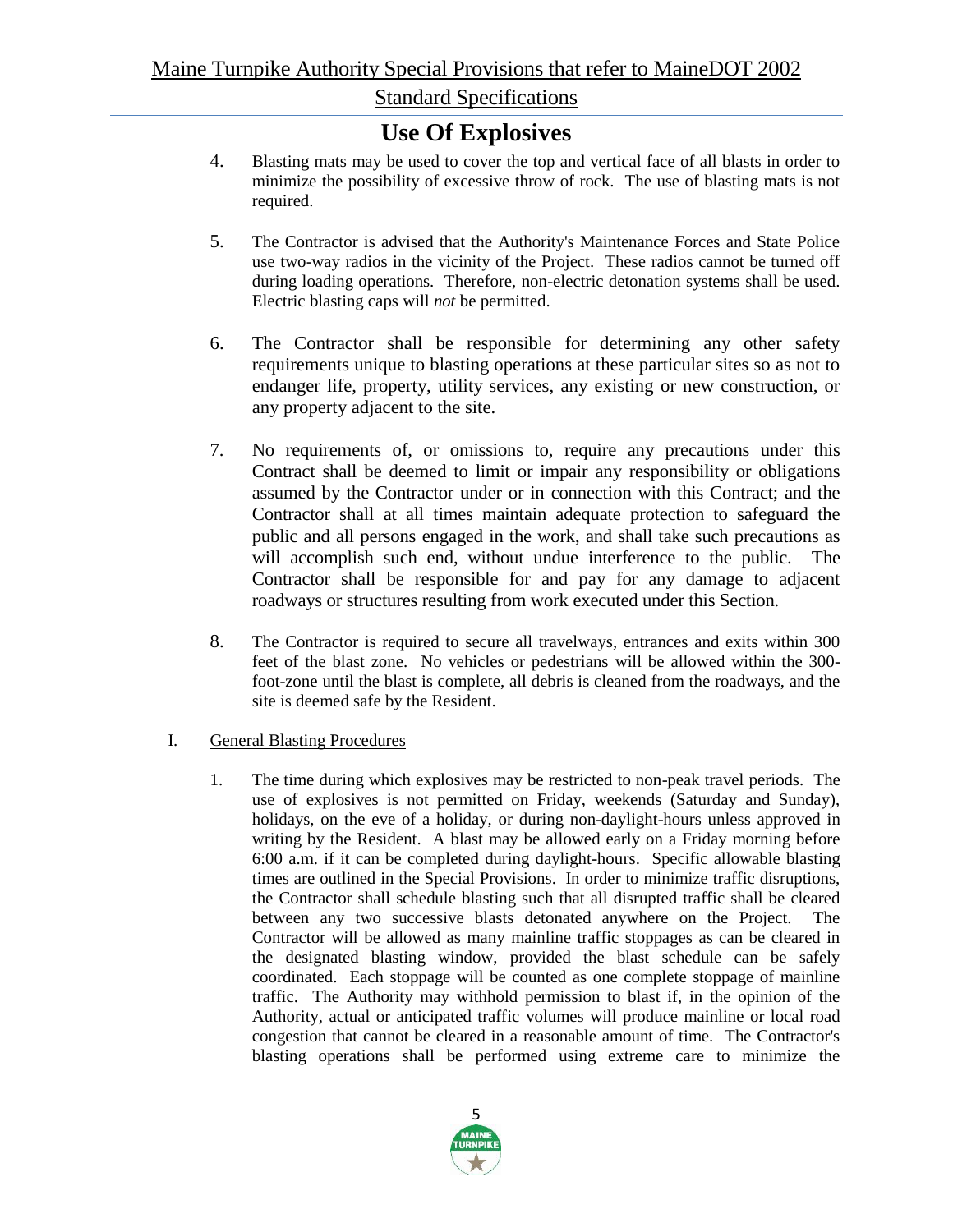# Use Of Explosives

4. Blasting mats may be used to cover the top and vertical face of all blasts in order to minimize the possibility of excessive throw of rock. The use of blasting mats is not required.

5. The Contractor is advised that the Authority's Maintenance Forces and State Police use two-way radios in the vicinity of the Project. These radios cannot be turned off during loading operations. Therefore, non-electric detonation systems shall be used. Electric blasting caps will *not* be permitted.

6. The Contractor shall be responsible for determining any other safety requirements unique to blasting operations at these particular sites so as not to endanger life, property, utility services, any existing or new construction, or any property adjacent to the site.

7. No requirements of, or omissions to, require any precautions under this Contract shall be deemed to limit or impair any responsibility or obligations assumed by the Contractor under or in connection with this Contract; and the Contractor shall at all times maintain adequate protection to safeguard the public and all persons engaged in the work, and shall take such precautions as will accomplish such end, without undue interference to the public. The Contractor shall be responsible for and pay for any damage to adjacent roadways or structures resulting from work executed under this Section.

8. The Contractor is required to secure all travelways, entrances and exits within 300 feet of the blast zone. No vehicles or pedestrians will be allowed within the 300-foot-zone until the blast is complete, all debris is cleaned from the roadways, and the site is deemed safe by the Resident.

I. General Blasting Procedures

1. The time during which explosives may be restricted to non-peak travel periods. The use of explosives is not permitted on Friday, weekends (Saturday and Sunday), holidays, on the eve of a holiday, or during non-daylight-hours unless approved in writing by the Resident. A blast may be allowed early on a Friday morning before 6:00 a.m. if it can be completed during daylight-hours. Specific allowable blasting times are outlined in the Special Provisions. In order to minimize traffic disruptions, the Contractor shall schedule blasting such that all disrupted traffic shall be cleared between any two successive blasts detonated anywhere on the Project. The Contractor will be allowed as many mainline traffic stoppages as can be cleared in the designated blasting window, provided the blast schedule can be safely coordinated. Each stoppage will be counted as one complete stoppage of mainline traffic. The Authority may withhold permission to blast if, in the opinion of the Authority, actual or anticipated traffic volumes will produce mainline or local road congestion that cannot be cleared in a reasonable amount of time. The Contractor's blasting operations shall be performed using extreme care to minimize the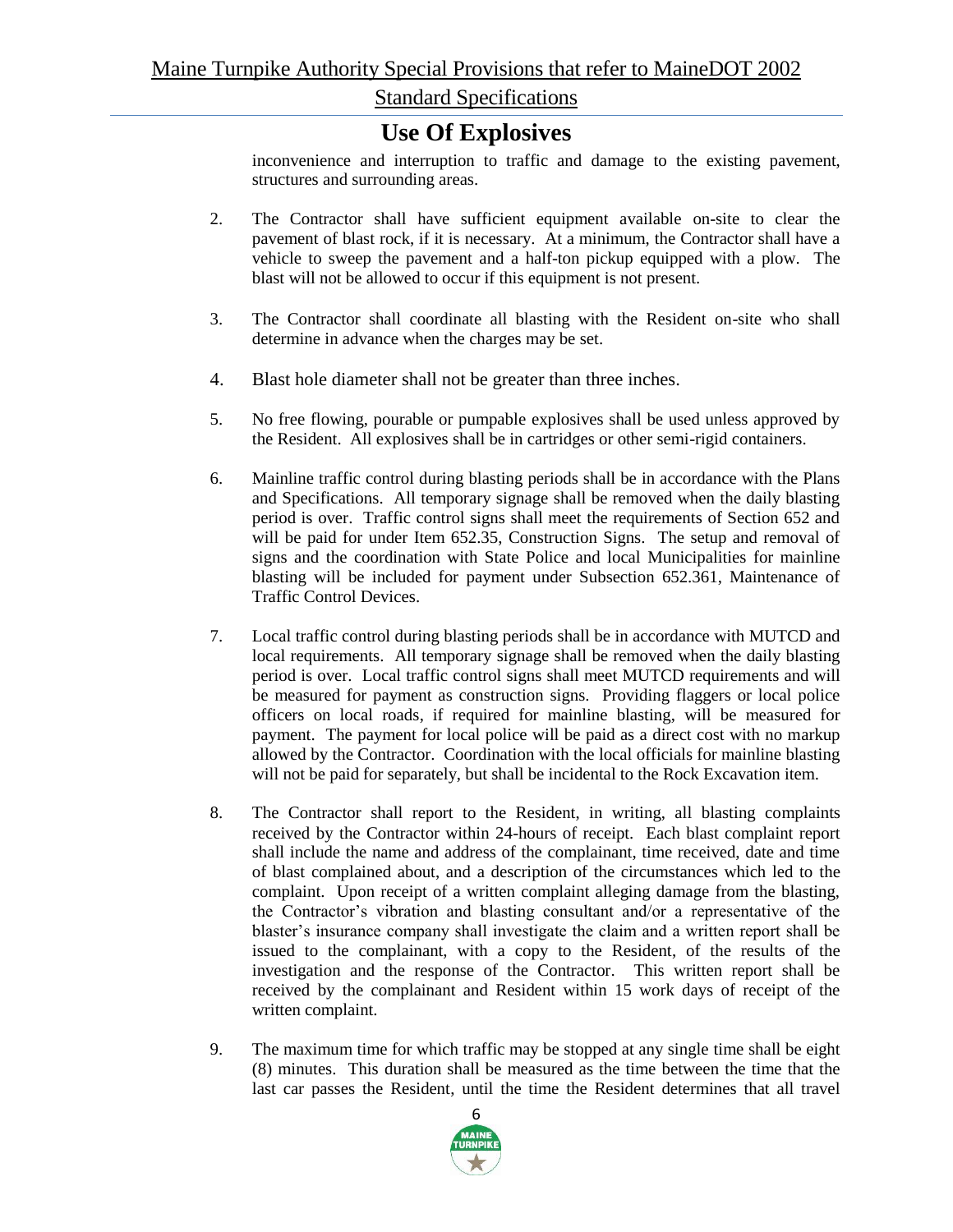inconvenience and interruption to traffic and damage to the existing pavement, structures and surrounding areas.

2. The Contractor shall have sufficient equipment available on-site to clear the pavement of blast rock, if it is necessary. At a minimum, the Contractor shall have a vehicle to sweep the pavement and a half-ton pickup equipped with a plow. The blast will not be allowed to occur if this equipment is not present.

3. The Contractor shall coordinate all blasting with the Resident on-site who shall determine in advance when the charges may be set.

4. Blast hole diameter shall not be greater than three inches.

5. No free flowing, pourable or pumpable explosives shall be used unless approved by the Resident. All explosives shall be in cartridges or other semi-rigid containers.

6. Mainline traffic control during blasting periods shall be in accordance with the Plans and Specifications. All temporary signage shall be removed when the daily blasting period is over. Traffic control signs shall meet the requirements of Section 652 and will be paid for under Item 652.35, Construction Signs. The setup and removal of signs and the coordination with State Police and local Municipalities for mainline blasting will be included for payment under Subsection 652.361, Maintenance of Traffic Control Devices.

7. Local traffic control during blasting periods shall be in accordance with MUTCD and local requirements. All temporary signage shall be removed when the daily blasting period is over. Local traffic control signs shall meet MUTCD requirements and will be measured for payment as construction signs. Providing flaggers or local police officers on local roads, if required for mainline blasting, will be measured for payment. The payment for local police will be paid as a direct cost with no markup allowed by the Contractor. Coordination with the local officials for mainline blasting will not be paid for separately, but shall be incidental to the Rock Excavation item.

8. The Contractor shall report to the Resident, in writing, all blasting complaints received by the Contractor within 24-hours of receipt. Each blast complaint report shall include the name and address of the complainant, time received, date and time of blast complained about, and a description of the circumstances which led to the complaint. Upon receipt of a written complaint alleging damage from the blasting, the Contractor's vibration and blasting consultant and/or a representative of the blaster's insurance company shall investigate the claim and a written report shall be issued to the complainant, with a copy to the Resident, of the results of the investigation and the response of the Contractor. This written report shall be received by the complainant and Resident within 15 work days of receipt of the written complaint.

9. The maximum time for which traffic may be stopped at any single time shall be eight (8) minutes. This duration shall be measured as the time between the time that the last car passes the Resident, until the time the Resident determines that all travel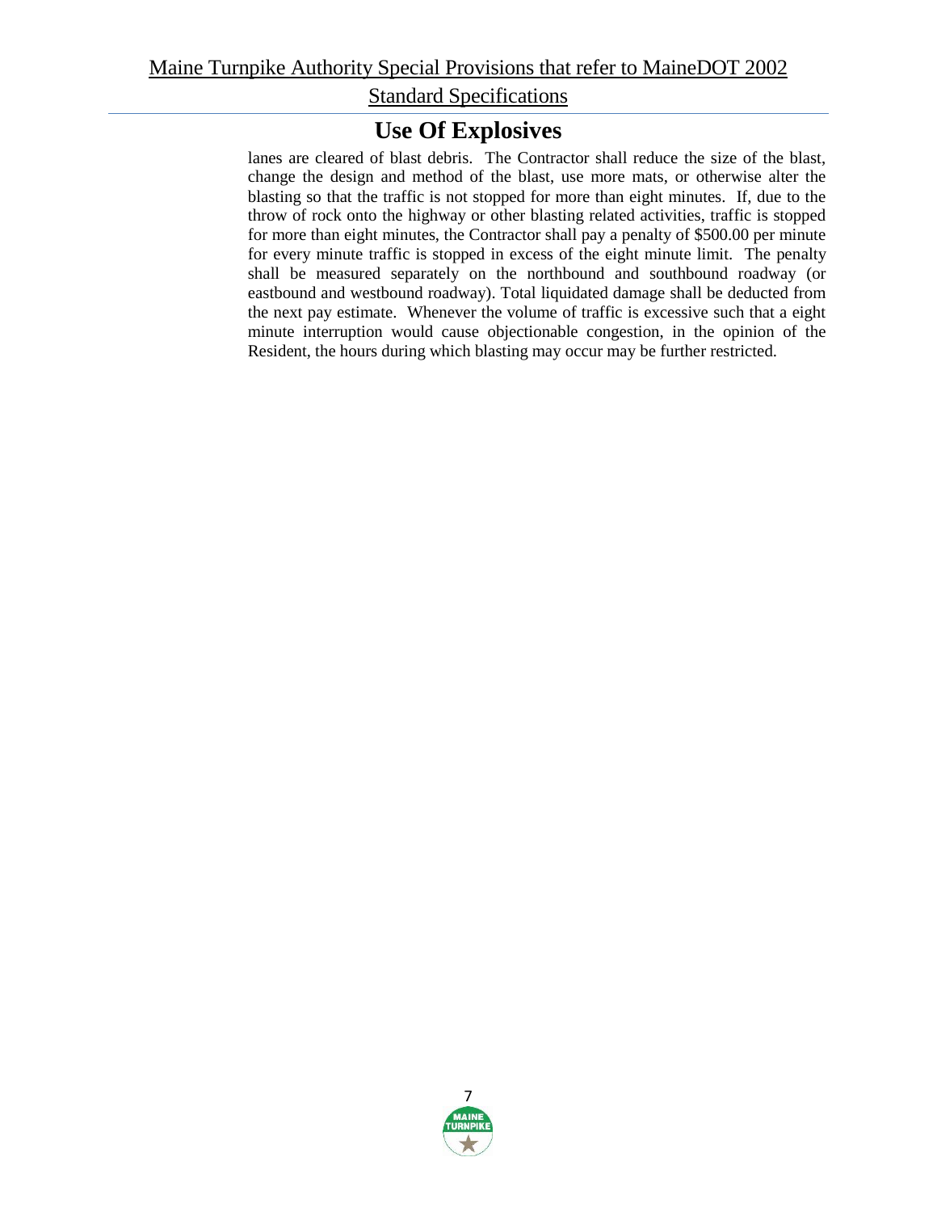lanes are cleared of blast debris. The Contractor shall reduce the size of the blast, change the design and method of the blast, use more mats, or otherwise alter the blasting so that the traffic is not stopped for more than eight minutes. If, due to the throw of rock onto the highway or other blasting related activities, traffic is stopped for more than eight minutes, the Contractor shall pay a penalty of $500.00 per minute for every minute traffic is stopped in excess of the eight minute limit. The penalty shall be measured separately on the northbound and southbound roadway (or eastbound and westbound roadway). Total liquidated damage shall be deducted from the next pay estimate. Whenever the volume of traffic is excessive such that a eight minute interruption would cause objectionable congestion, in the opinion of the Resident, the hours during which blasting may occur may be further restricted.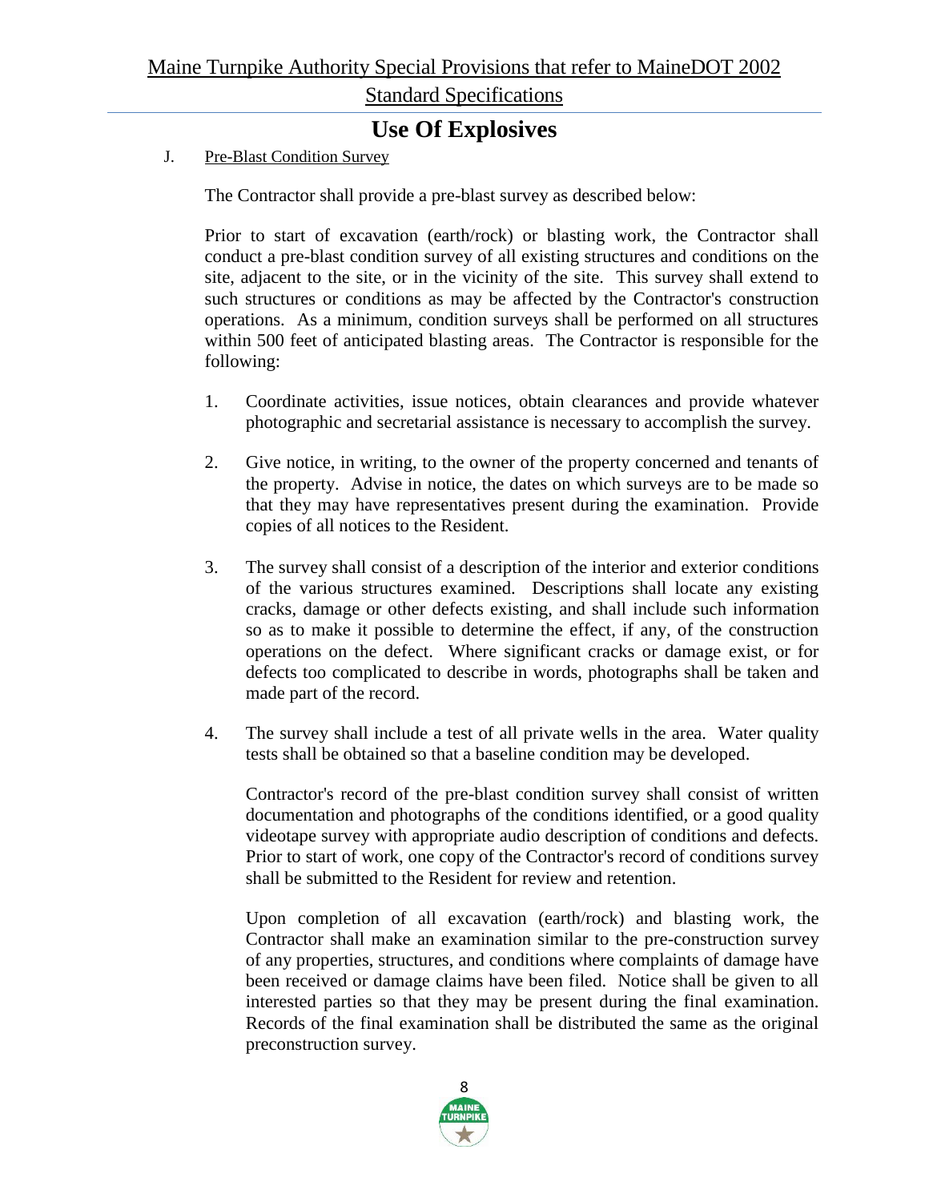# Use Of Explosives

J. Pre-Blast Condition Survey

The Contractor shall provide a pre-blast survey as described below:

Prior to start of excavation (earth/rock) or blasting work, the Contractor shall conduct a pre-blast condition survey of all existing structures and conditions on the site, adjacent to the site, or in the vicinity of the site. This survey shall extend to such structures or conditions as may be affected by the Contractor's construction operations. As a minimum, condition surveys shall be performed on all structures within 500 feet of anticipated blasting areas. The Contractor is responsible for the following:

1. Coordinate activities, issue notices, obtain clearances and provide whatever photographic and secretarial assistance is necessary to accomplish the survey.

2. Give notice, in writing, to the owner of the property concerned and tenants of the property. Advise in notice, the dates on which surveys are to be made so that they may have representatives present during the examination. Provide copies of all notices to the Resident.

3. The survey shall consist of a description of the interior and exterior conditions of the various structures examined. Descriptions shall locate any existing cracks, damage or other defects existing, and shall include such information so as to make it possible to determine the effect, if any, of the construction operations on the defect. Where significant cracks or damage exist, or for defects too complicated to describe in words, photographs shall be taken and made part of the record.

4. The survey shall include a test of all private wells in the area. Water quality tests shall be obtained so that a baseline condition may be developed.

   Contractor's record of the pre-blast condition survey shall consist of written documentation and photographs of the conditions identified, or a good quality videotape survey with appropriate audio description of conditions and defects. Prior to start of work, one copy of the Contractor's record of conditions survey shall be submitted to the Resident for review and retention.

   Upon completion of all excavation (earth/rock) and blasting work, the Contractor shall make an examination similar to the pre-construction survey of any properties, structures, and conditions where complaints of damage have been received or damage claims have been filed. Notice shall be given to all interested parties so that they may be present during the final examination. Records of the final examination shall be distributed the same as the original preconstruction survey.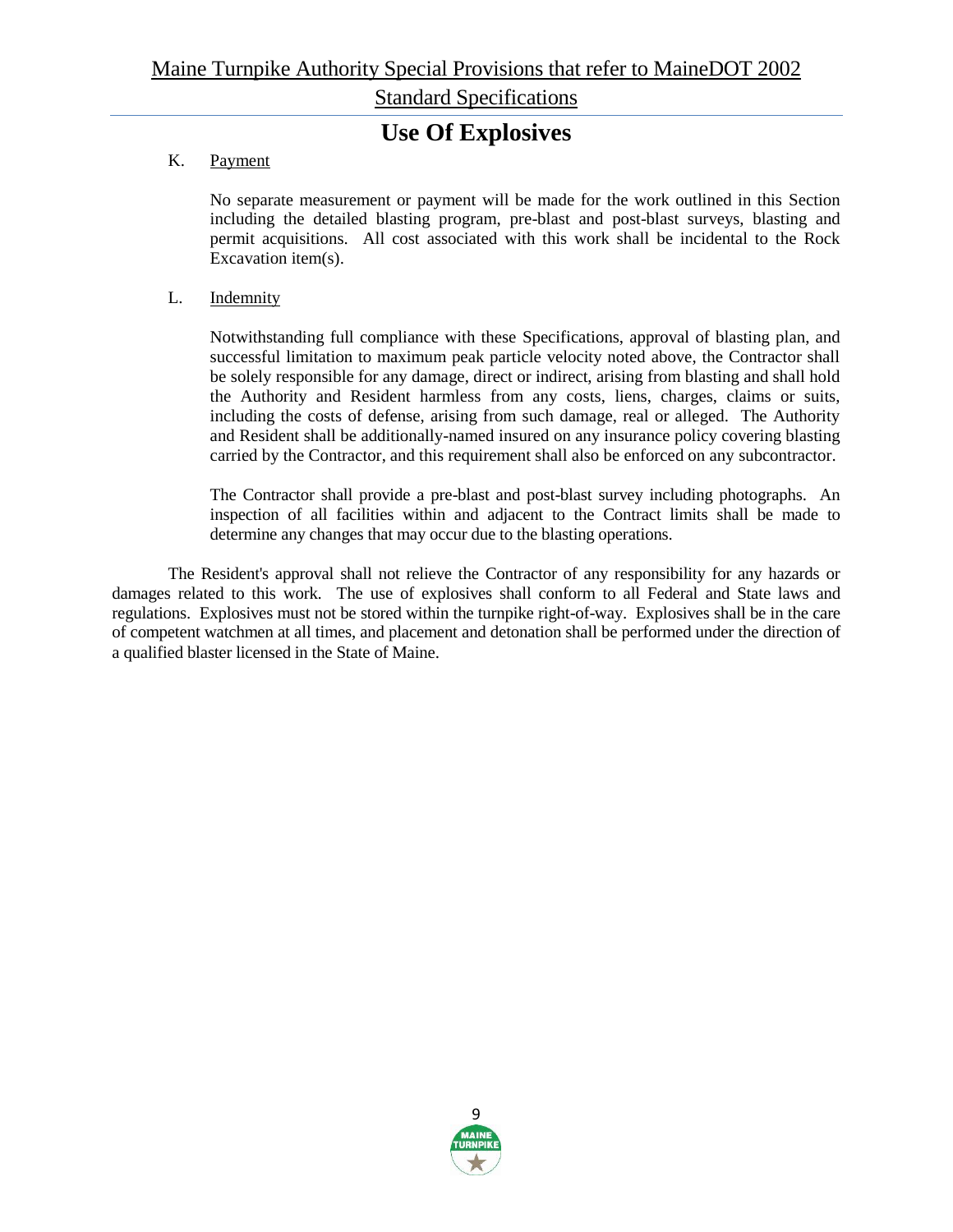# Use Of Explosives

K. Payment

No separate measurement or payment will be made for the work outlined in this Section including the detailed blasting program, pre-blast and post-blast surveys, blasting and permit acquisitions. All cost associated with this work shall be incidental to the Rock Excavation item(s).

L. Indemnity

Notwithstanding full compliance with these Specifications, approval of blasting plan, and successful limitation to maximum peak particle velocity noted above, the Contractor shall be solely responsible for any damage, direct or indirect, arising from blasting and shall hold the Authority and Resident harmless from any costs, liens, charges, claims or suits, including the costs of defense, arising from such damage, real or alleged. The Authority and Resident shall be additionally-named insured on any insurance policy covering blasting carried by the Contractor, and this requirement shall also be enforced on any subcontractor.

The Contractor shall provide a pre-blast and post-blast survey including photographs. An inspection of all facilities within and adjacent to the Contract limits shall be made to determine any changes that may occur due to the blasting operations.

The Resident's approval shall not relieve the Contractor of any responsibility for any hazards or damages related to this work. The use of explosives shall conform to all Federal and State laws and regulations. Explosives must not be stored within the turnpike right-of-way. Explosives shall be in the care of competent watchmen at all times, and placement and detonation shall be performed under the direction of a qualified blaster licensed in the State of Maine.